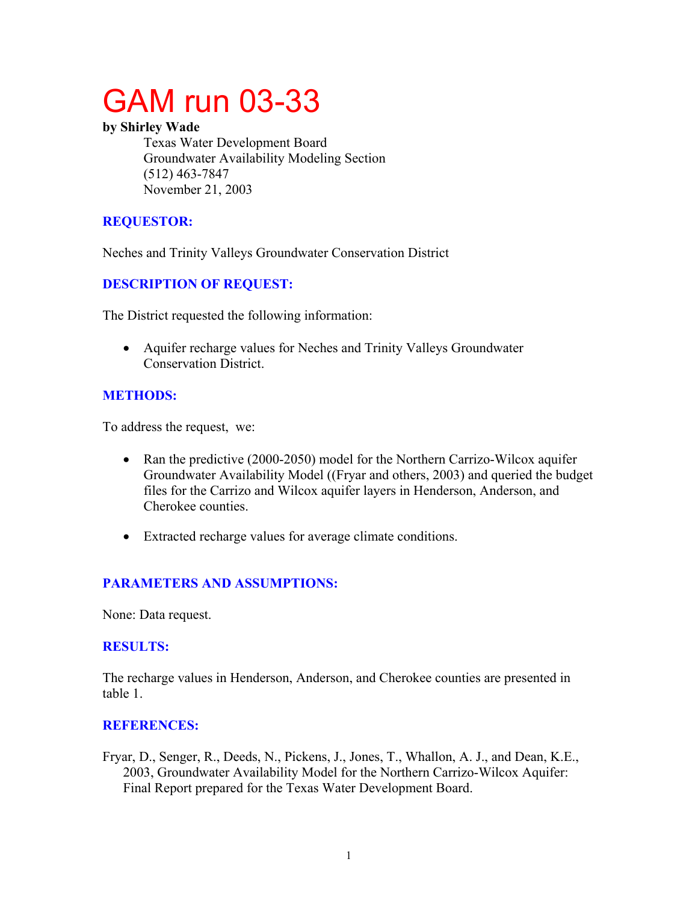# GAM run 03-33

**by Shirley Wade**

Texas Water Development Board
Groundwater Availability Modeling Section
(512) 463-7847
November 21, 2003

## REQUESTOR:

Neches and Trinity Valleys Groundwater Conservation District

## DESCRIPTION OF REQUEST:

The District requested the following information:

- Aquifer recharge values for Neches and Trinity Valleys Groundwater Conservation District.

## METHODS:

To address the request, we:

- Ran the predictive (2000-2050) model for the Northern Carrizo-Wilcox aquifer Groundwater Availability Model ((Fryar and others, 2003) and queried the budget files for the Carrizo and Wilcox aquifer layers in Henderson, Anderson, and Cherokee counties.

- Extracted recharge values for average climate conditions.

## PARAMETERS AND ASSUMPTIONS:

None: Data request.

## RESULTS:

The recharge values in Henderson, Anderson, and Cherokee counties are presented in table 1.

## REFERENCES:

Fryar, D., Senger, R., Deeds, N., Pickens, J., Jones, T., Whallon, A. J., and Dean, K.E., 2003, Groundwater Availability Model for the Northern Carrizo-Wilcox Aquifer: Final Report prepared for the Texas Water Development Board.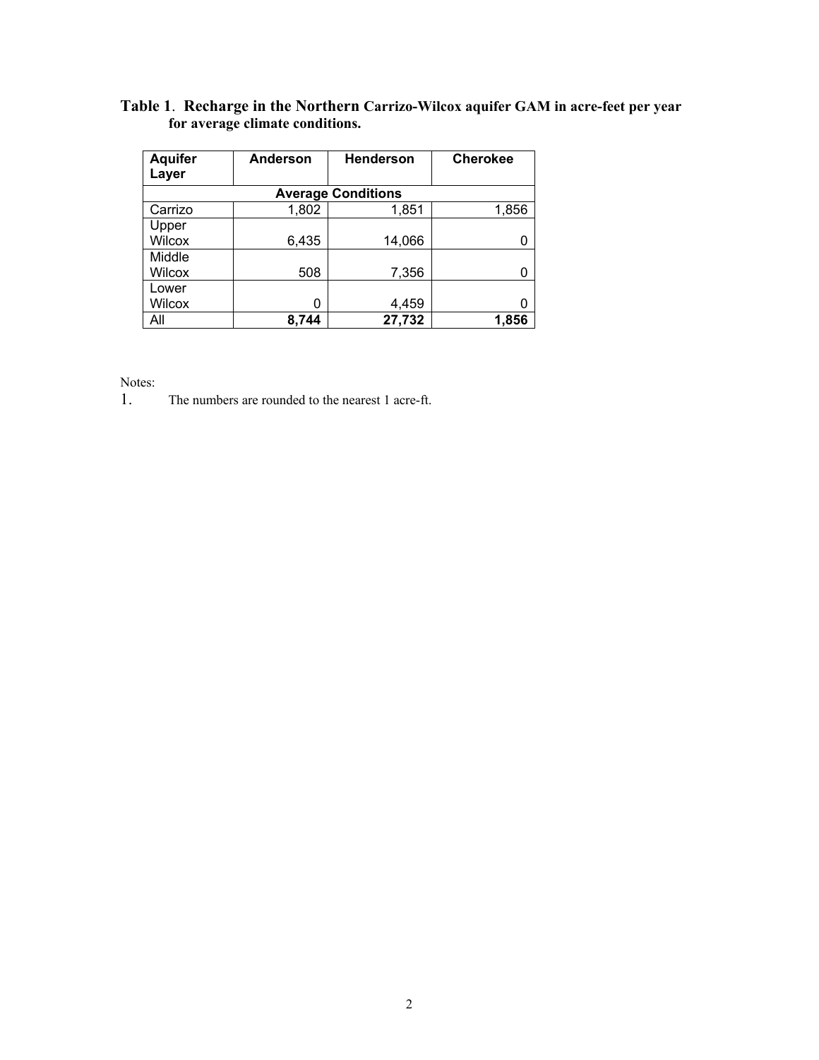**Table 1**. **Recharge in the Northern Carrizo-Wilcox aquifer GAM in acre-feet per year for average climate conditions.**

| Aquifer Layer | Anderson | Henderson | Cherokee |
|---|---|---|---|
| **Average Conditions** | | | |
| Carrizo | 1,802 | 1,851 | 1,856 |
| Upper Wilcox | 6,435 | 14,066 | 0 |
| Middle Wilcox | 508 | 7,356 | 0 |
| Lower Wilcox | 0 | 4,459 | 0 |
| All | **8,744** | **27,732** | **1,856** |

Notes:

1. The numbers are rounded to the nearest 1 acre-ft.